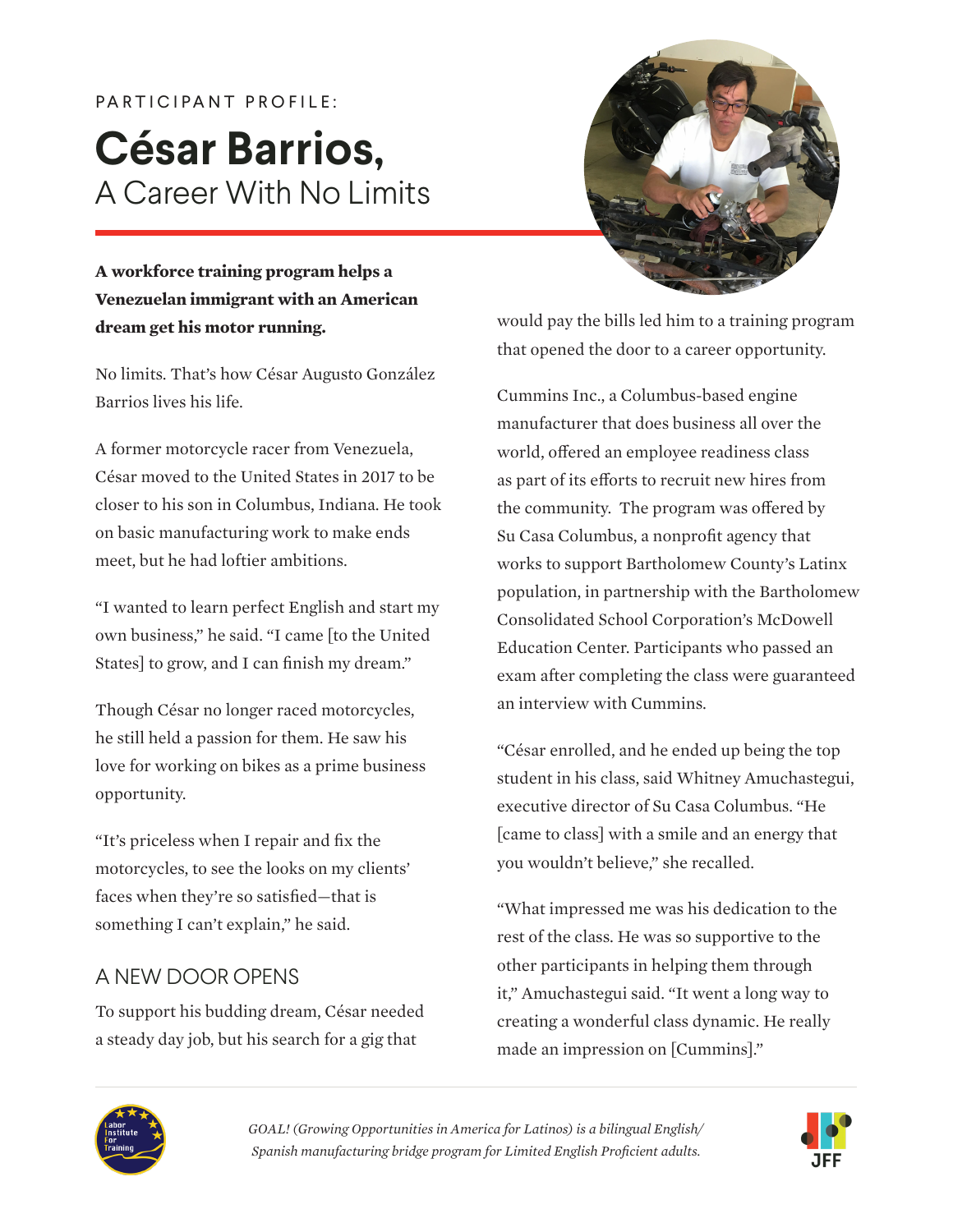PARTICIPANT PROFILE:

# César Barrios,

## A Career With No Limits

**A workforce training program helps a Venezuelan immigrant with an American dream get his motor running.**

No limits. That's how César Augusto González Barrios lives his life.

A former motorcycle racer from Venezuela, César moved to the United States in 2017 to be closer to his son in Columbus, Indiana. He took on basic manufacturing work to make ends meet, but he had loftier ambitions.

"I wanted to learn perfect English and start my own business," he said. "I came [to the United States] to grow, and I can finish my dream."

Though César no longer raced motorcycles, he still held a passion for them. He saw his love for working on bikes as a prime business opportunity.

"It's priceless when I repair and fix the motorcycles, to see the looks on my clients' faces when they're so satisfied—that is something I can't explain," he said.

### A NEW DOOR OPENS

To support his budding dream, César needed a steady day job, but his search for a gig that would pay the bills led him to a training program that opened the door to a career opportunity.

Cummins Inc., a Columbus-based engine manufacturer that does business all over the world, offered an employee readiness class as part of its efforts to recruit new hires from the community. The program was offered by Su Casa Columbus, a nonprofit agency that works to support Bartholomew County's Latinx population, in partnership with the Bartholomew Consolidated School Corporation's McDowell Education Center. Participants who passed an exam after completing the class were guaranteed an interview with Cummins.

"César enrolled, and he ended up being the top student in his class, said Whitney Amuchastegui, executive director of Su Casa Columbus. "He [came to class] with a smile and an energy that you wouldn't believe," she recalled.

"What impressed me was his dedication to the rest of the class. He was so supportive to the other participants in helping them through it," Amuchastegui said. "It went a long way to creating a wonderful class dynamic. He really made an impression on [Cummins]."

*GOAL! (Growing Opportunities in America for Latinos) is a bilingual English/Spanish manufacturing bridge program for Limited English Proficient adults.*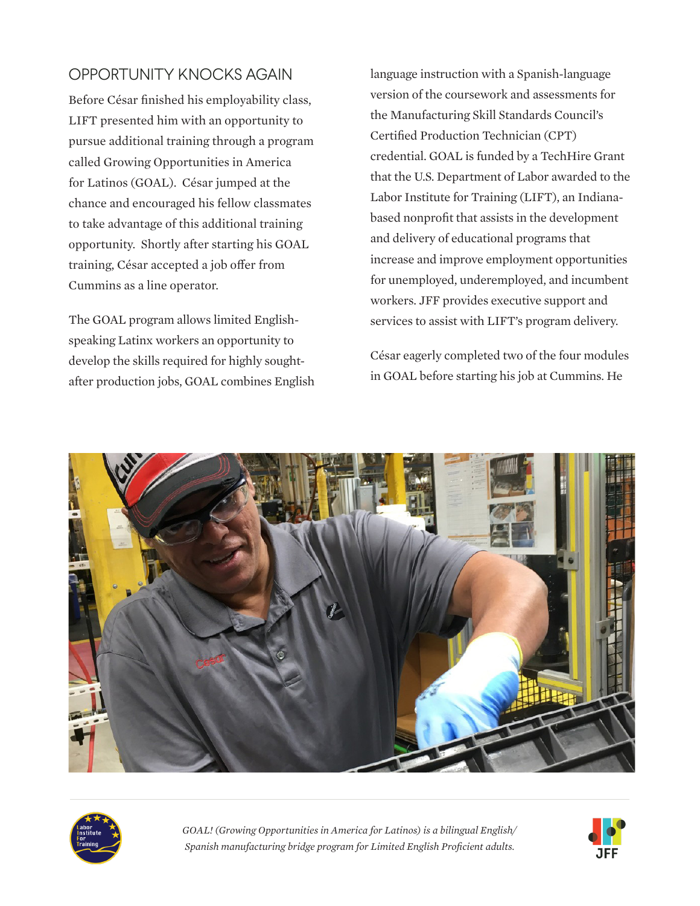## OPPORTUNITY KNOCKS AGAIN

Before César finished his employability class, LIFT presented him with an opportunity to pursue additional training through a program called Growing Opportunities in America for Latinos (GOAL). César jumped at the chance and encouraged his fellow classmates to take advantage of this additional training opportunity. Shortly after starting his GOAL training, César accepted a job offer from Cummins as a line operator.

The GOAL program allows limited English-speaking Latinx workers an opportunity to develop the skills required for highly sought-after production jobs, GOAL combines English language instruction with a Spanish-language version of the coursework and assessments for the Manufacturing Skill Standards Council's Certified Production Technician (CPT) credential. GOAL is funded by a TechHire Grant that the U.S. Department of Labor awarded to the Labor Institute for Training (LIFT), an Indiana-based nonprofit that assists in the development and delivery of educational programs that increase and improve employment opportunities for unemployed, underemployed, and incumbent workers. JFF provides executive support and services to assist with LIFT's program delivery.

César eagerly completed two of the four modules in GOAL before starting his job at Cummins. He

*GOAL! (Growing Opportunities in America for Latinos) is a bilingual English/Spanish manufacturing bridge program for Limited English Proficient adults.*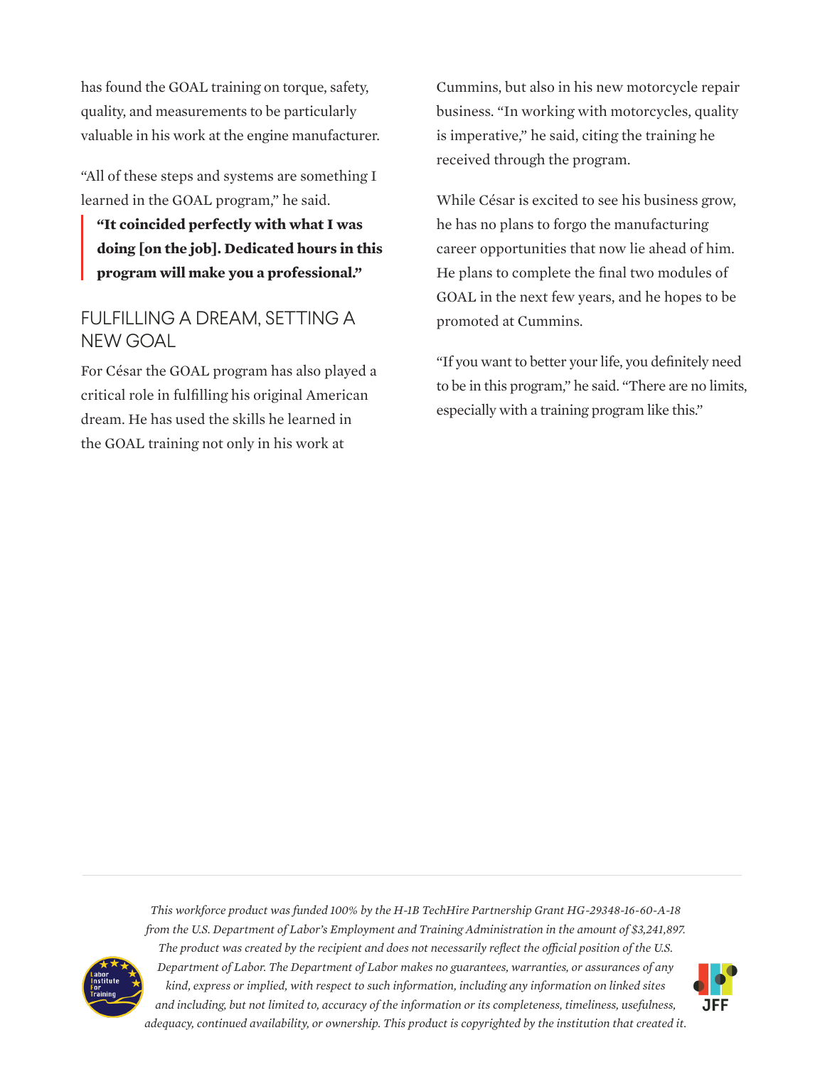has found the GOAL training on torque, safety, quality, and measurements to be particularly valuable in his work at the engine manufacturer.

"All of these steps and systems are something I learned in the GOAL program," he said.

> **"It coincided perfectly with what I was doing [on the job]. Dedicated hours in this program will make you a professional."**

## FULFILLING A DREAM, SETTING A NEW GOAL

For César the GOAL program has also played a critical role in fulfilling his original American dream. He has used the skills he learned in the GOAL training not only in his work at Cummins, but also in his new motorcycle repair business. "In working with motorcycles, quality is imperative," he said, citing the training he received through the program.

While César is excited to see his business grow, he has no plans to forgo the manufacturing career opportunities that now lie ahead of him. He plans to complete the final two modules of GOAL in the next few years, and he hopes to be promoted at Cummins.

"If you want to better your life, you definitely need to be in this program," he said. "There are no limits, especially with a training program like this."

*This workforce product was funded 100% by the H-1B TechHire Partnership Grant HG-29348-16-60-A-18 from the U.S. Department of Labor's Employment and Training Administration in the amount of $3,241,897. The product was created by the recipient and does not necessarily reflect the official position of the U.S. Department of Labor. The Department of Labor makes no guarantees, warranties, or assurances of any kind, express or implied, with respect to such information, including any information on linked sites and including, but not limited to, accuracy of the information or its completeness, timeliness, usefulness, adequacy, continued availability, or ownership. This product is copyrighted by the institution that created it.*